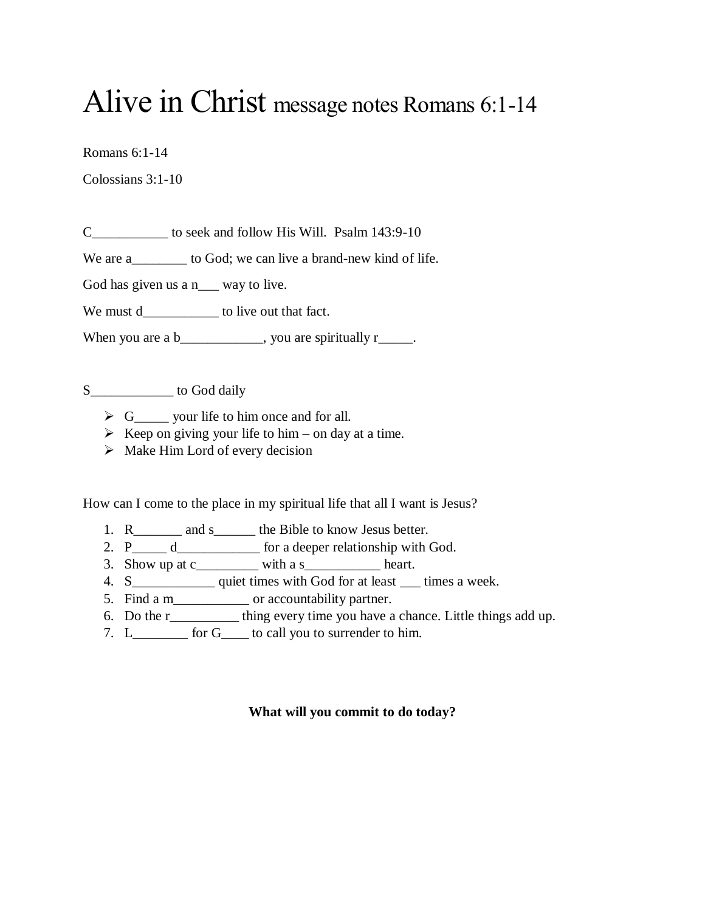# Alive in Christ message notes Romans 6:1-14

Romans 6:1-14

Colossians 3:1-10

C___________ to seek and follow His Will. Psalm 143:9-10

We are a________ to God; we can live a brand-new kind of life.

God has given us a n___ way to live.

We must d___________ to live out that fact.

When you are a b____________, you are spiritually r_____.

S____________ to God daily

- G_____ your life to him once and for all.
- Keep on giving your life to him – on day at a time.
- Make Him Lord of every decision

How can I come to the place in my spiritual life that all I want is Jesus?

1. R_______ and s______ the Bible to know Jesus better.
2. P_____ d____________ for a deeper relationship with God.
3. Show up at c_________ with a s___________ heart.
4. S____________ quiet times with God for at least ___ times a week.
5. Find a m___________ or accountability partner.
6. Do the r__________ thing every time you have a chance. Little things add up.
7. L________ for G____ to call you to surrender to him.

**What will you commit to do today?**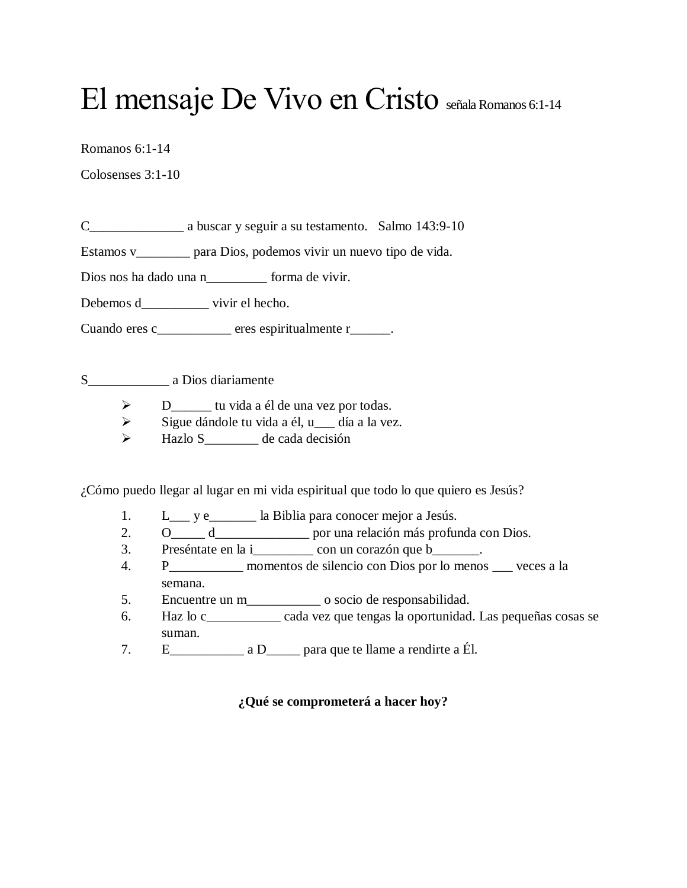# El mensaje De Vivo en Cristo señala Romanos 6:1-14

Romanos 6:1-14

Colosenses 3:1-10

C______________ a buscar y seguir a su testamento.   Salmo 143:9-10

Estamos v________ para Dios, podemos vivir un nuevo tipo de vida.

Dios nos ha dado una n_________ forma de vivir.

Debemos d__________ vivir el hecho.

Cuando eres c___________ eres espiritualmente r______.

S____________ a Dios diariamente

- D______ tu vida a él de una vez por todas.
- Sigue dándole tu vida a él, u___ día a la vez.
- Hazlo S________ de cada decisión

¿Cómo puedo llegar al lugar en mi vida espiritual que todo lo que quiero es Jesús?

1. L___ y e_______ la Biblia para conocer mejor a Jesús.
2. O_____ d______________ por una relación más profunda con Dios.
3. Preséntate en la i_________ con un corazón que b_______.
4. P___________ momentos de silencio con Dios por lo menos ___ veces a la semana.
5. Encuentre un m___________ o socio de responsabilidad.
6. Haz lo c___________ cada vez que tengas la oportunidad. Las pequeñas cosas se suman.
7. E___________ a D_____ para que te llame a rendirte a Él.

**¿Qué se comprometerá a hacer hoy?**